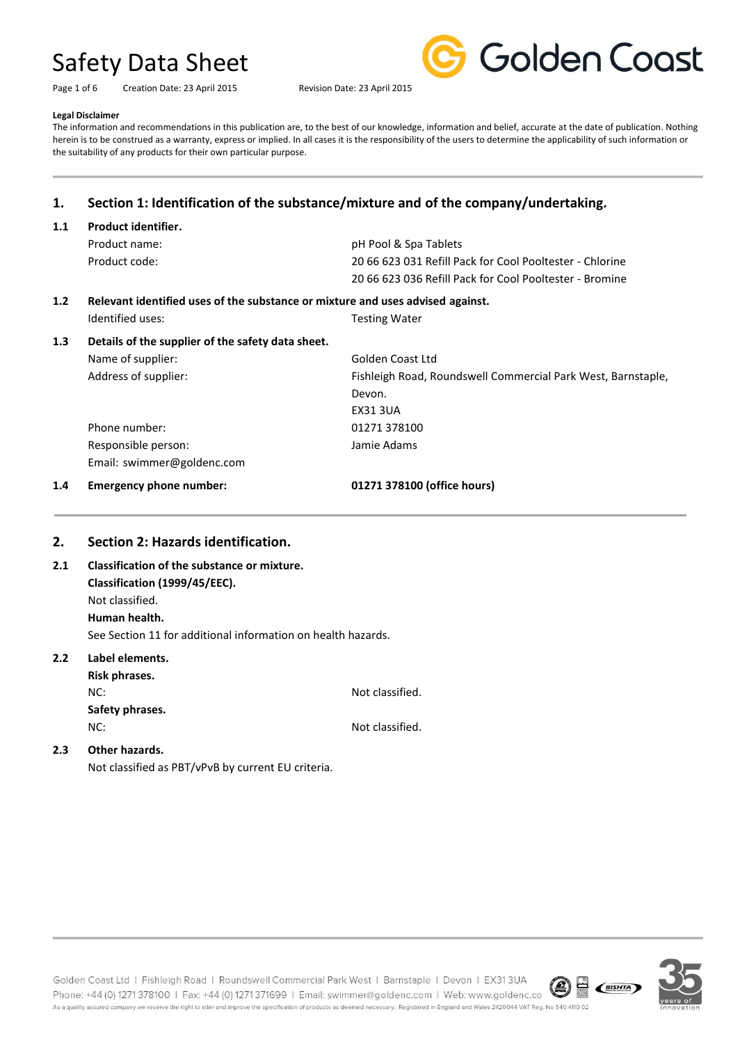# Safety Data Sheet

Creation Date: 23 April 2015    Revision Date: 23 April 2015

**Legal Disclaimer**

The information and recommendations in this publication are, to the best of our knowledge, information and belief, accurate at the date of publication. Nothing herein is to be construed as a warranty, express or implied. In all cases it is the responsibility of the users to determine the applicability of such information or the suitability of any products for their own particular purpose.

---

## 1. Section 1: Identification of the substance/mixture and of the company/undertaking.

### 1.1 Product identifier.

| | |
|---|---|
| Product name: | pH Pool & Spa Tablets |
| Product code: | 20 66 623 031 Refill Pack for Cool Pooltester - Chlorine |
| | 20 66 623 036 Refill Pack for Cool Pooltester - Bromine |

### 1.2 Relevant identified uses of the substance or mixture and uses advised against.

| | |
|---|---|
| Identified uses: | Testing Water |

### 1.3 Details of the supplier of the safety data sheet.

| | |
|---|---|
| Name of supplier: | Golden Coast Ltd |
| Address of supplier: | Fishleigh Road, Roundswell Commercial Park West, Barnstaple, Devon. EX31 3UA |
| Phone number: | 01271 378100 |
| Responsible person: | Jamie Adams |

Email: swimmer@goldenc.com

### 1.4 Emergency phone number: **01271 378100 (office hours)**

---

## 2. Section 2: Hazards identification.

### 2.1 Classification of the substance or mixture.

**Classification (1999/45/EEC).**

Not classified.

**Human health.**

See Section 11 for additional information on health hazards.

### 2.2 Label elements.

**Risk phrases.**

| | |
|---|---|
| NC: | Not classified. |

**Safety phrases.**

| | |
|---|---|
| NC: | Not classified. |

### 2.3 Other hazards.

Not classified as PBT/vPvB by current EU criteria.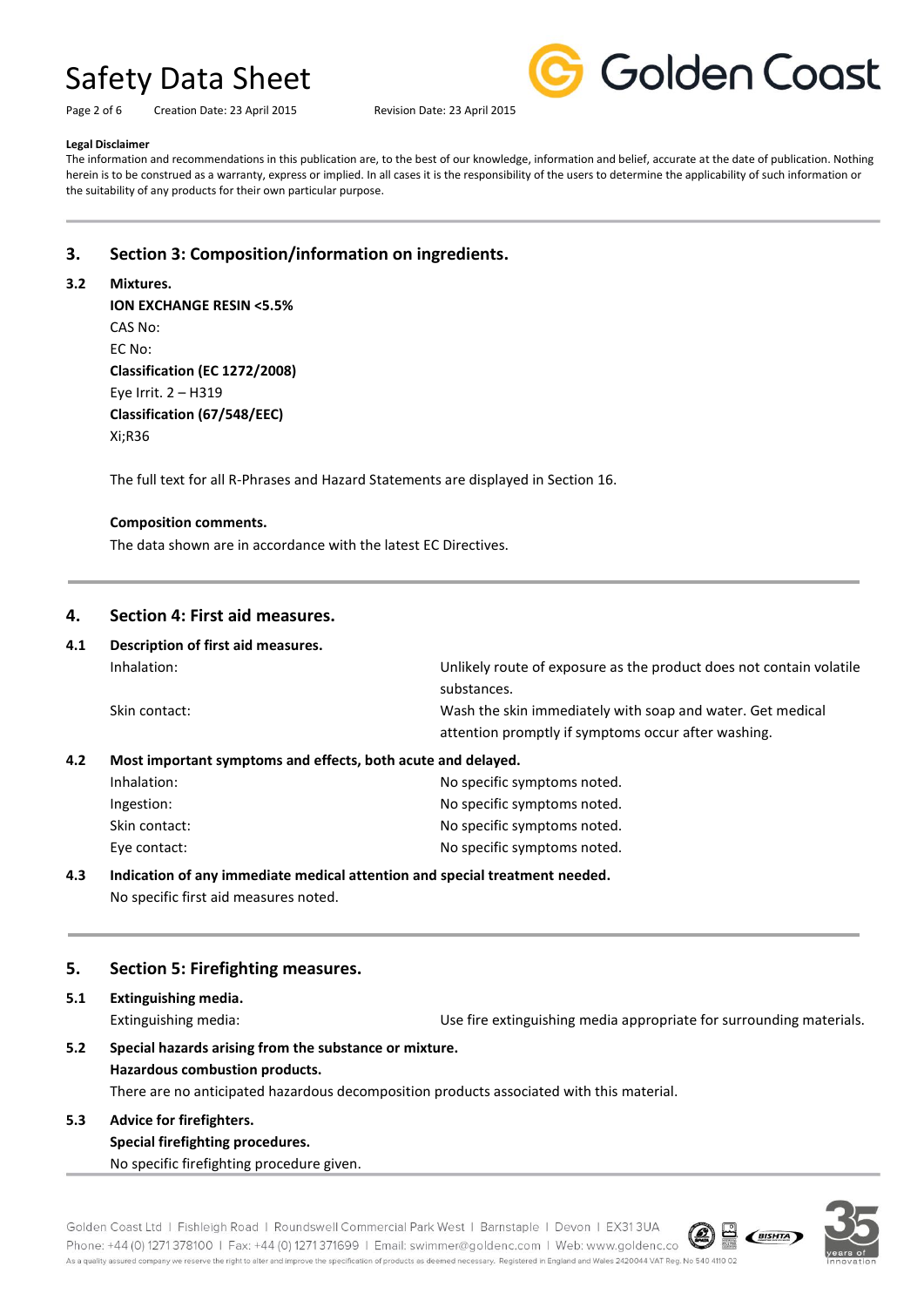**Legal Disclaimer**

The information and recommendations in this publication are, to the best of our knowledge, information and belief, accurate at the date of publication. Nothing herein is to be construed as a warranty, express or implied. In all cases it is the responsibility of the users to determine the applicability of such information or the suitability of any products for their own particular purpose.

## 3. Section 3: Composition/information on ingredients.

### 3.2 Mixtures.

**ION EXCHANGE RESIN <5.5%**

CAS No:

EC No:

**Classification (EC 1272/2008)**

Eye Irrit. 2 – H319

**Classification (67/548/EEC)**

Xi;R36

The full text for all R-Phrases and Hazard Statements are displayed in Section 16.

**Composition comments.**

The data shown are in accordance with the latest EC Directives.

## 4. Section 4: First aid measures.

### 4.1 Description of first aid measures.

| | |
|---|---|
| Inhalation: | Unlikely route of exposure as the product does not contain volatile substances. |
| Skin contact: | Wash the skin immediately with soap and water. Get medical attention promptly if symptoms occur after washing. |

### 4.2 Most important symptoms and effects, both acute and delayed.

| | |
|---|---|
| Inhalation: | No specific symptoms noted. |
| Ingestion: | No specific symptoms noted. |
| Skin contact: | No specific symptoms noted. |
| Eye contact: | No specific symptoms noted. |

### 4.3 Indication of any immediate medical attention and special treatment needed.

No specific first aid measures noted.

## 5. Section 5: Firefighting measures.

### 5.1 Extinguishing media.

| | |
|---|---|
| Extinguishing media: | Use fire extinguishing media appropriate for surrounding materials. |

### 5.2 Special hazards arising from the substance or mixture.

**Hazardous combustion products.**

There are no anticipated hazardous decomposition products associated with this material.

### 5.3 Advice for firefighters.

**Special firefighting procedures.**

No specific firefighting procedure given.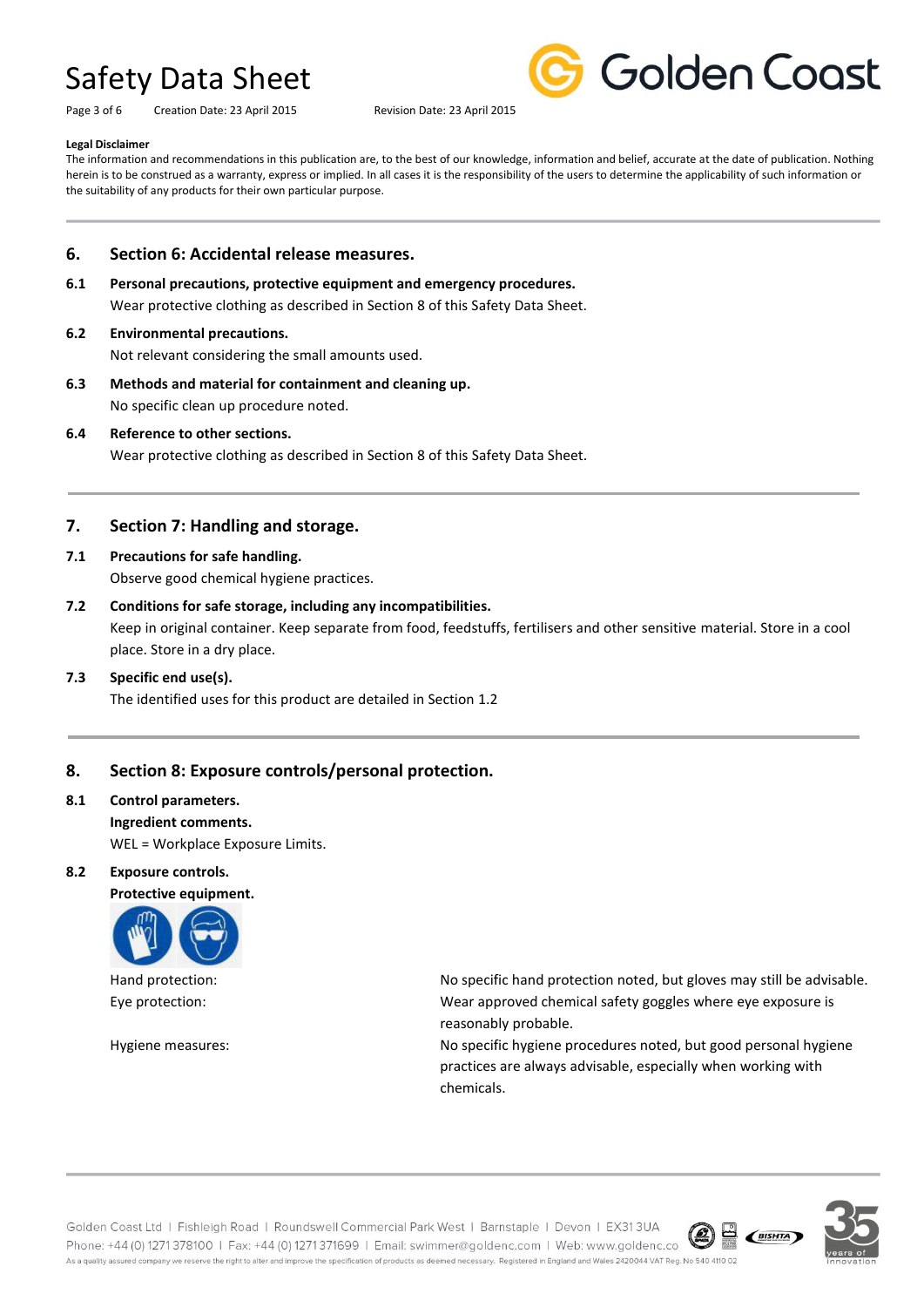**Legal Disclaimer**

The information and recommendations in this publication are, to the best of our knowledge, information and belief, accurate at the date of publication. Nothing herein is to be construed as a warranty, express or implied. In all cases it is the responsibility of the users to determine the applicability of such information or the suitability of any products for their own particular purpose.

## 6. Section 6: Accidental release measures.

**6.1 Personal precautions, protective equipment and emergency procedures.**

Wear protective clothing as described in Section 8 of this Safety Data Sheet.

**6.2 Environmental precautions.**

Not relevant considering the small amounts used.

**6.3 Methods and material for containment and cleaning up.**

No specific clean up procedure noted.

**6.4 Reference to other sections.**

Wear protective clothing as described in Section 8 of this Safety Data Sheet.

## 7. Section 7: Handling and storage.

**7.1 Precautions for safe handling.**

Observe good chemical hygiene practices.

**7.2 Conditions for safe storage, including any incompatibilities.**

Keep in original container. Keep separate from food, feedstuffs, fertilisers and other sensitive material. Store in a cool place. Store in a dry place.

**7.3 Specific end use(s).**

The identified uses for this product are detailed in Section 1.2

## 8. Section 8: Exposure controls/personal protection.

**8.1 Control parameters.**

**Ingredient comments.**

WEL = Workplace Exposure Limits.

**8.2 Exposure controls.**

**Protective equipment.**

| | |
|---|---|
| Hand protection: | No specific hand protection noted, but gloves may still be advisable. |
| Eye protection: | Wear approved chemical safety goggles where eye exposure is reasonably probable. |
| Hygiene measures: | No specific hygiene procedures noted, but good personal hygiene practices are always advisable, especially when working with chemicals. |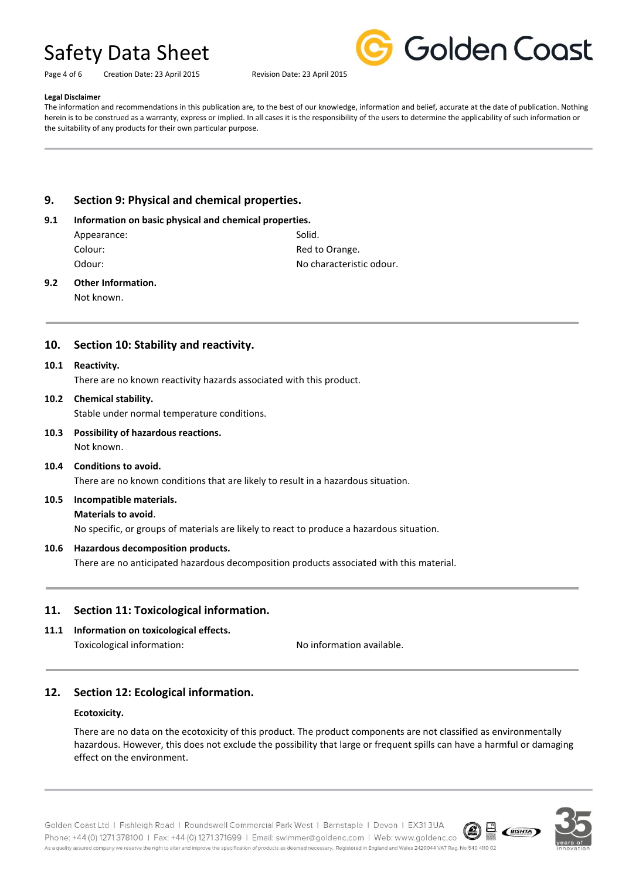**Legal Disclaimer**

The information and recommendations in this publication are, to the best of our knowledge, information and belief, accurate at the date of publication. Nothing herein is to be construed as a warranty, express or implied. In all cases it is the responsibility of the users to determine the applicability of such information or the suitability of any products for their own particular purpose.

## 9. Section 9: Physical and chemical properties.

### 9.1 Information on basic physical and chemical properties.

| | |
|---|---|
| Appearance: | Solid. |
| Colour: | Red to Orange. |
| Odour: | No characteristic odour. |

### 9.2 Other Information.

Not known.

## 10. Section 10: Stability and reactivity.

### 10.1 Reactivity.

There are no known reactivity hazards associated with this product.

### 10.2 Chemical stability.

Stable under normal temperature conditions.

### 10.3 Possibility of hazardous reactions.

Not known.

### 10.4 Conditions to avoid.

There are no known conditions that are likely to result in a hazardous situation.

### 10.5 Incompatible materials.

**Materials to avoid**.

No specific, or groups of materials are likely to react to produce a hazardous situation.

### 10.6 Hazardous decomposition products.

There are no anticipated hazardous decomposition products associated with this material.

## 11. Section 11: Toxicological information.

### 11.1 Information on toxicological effects.

| | |
|---|---|
| Toxicological information: | No information available. |

## 12. Section 12: Ecological information.

**Ecotoxicity.**

There are no data on the ecotoxicity of this product. The product components are not classified as environmentally hazardous. However, this does not exclude the possibility that large or frequent spills can have a harmful or damaging effect on the environment.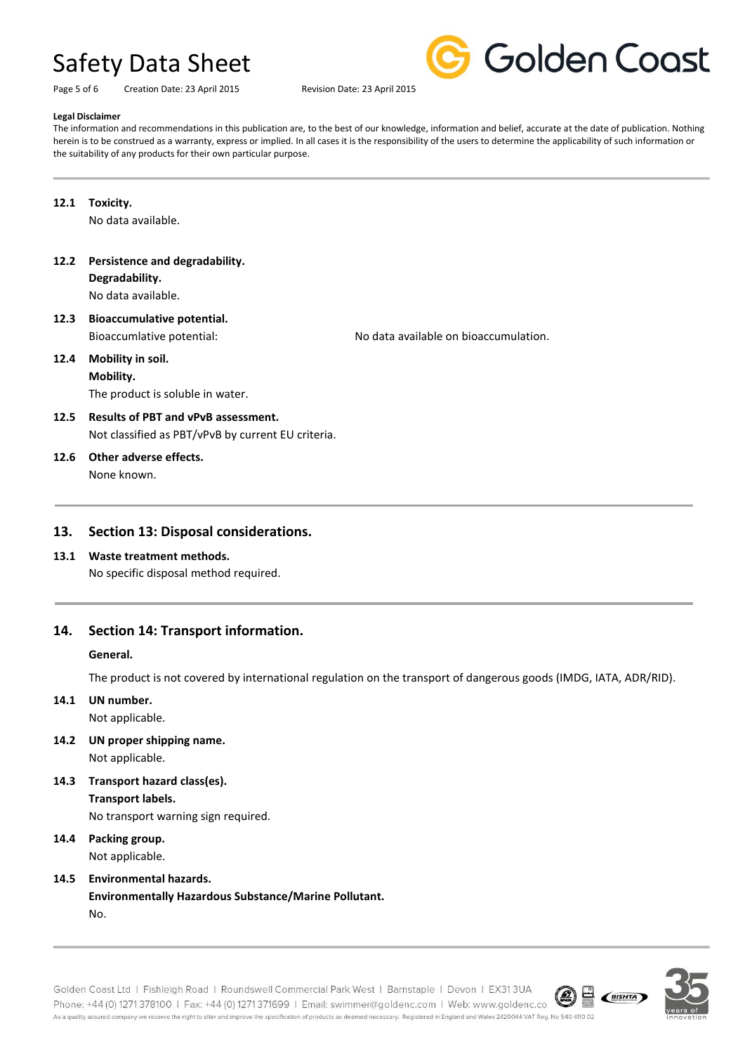**Legal Disclaimer**

The information and recommendations in this publication are, to the best of our knowledge, information and belief, accurate at the date of publication. Nothing herein is to be construed as a warranty, express or implied. In all cases it is the responsibility of the users to determine the applicability of such information or the suitability of any products for their own particular purpose.

---

**12.1 Toxicity.**

No data available.

**12.2 Persistence and degradability.**

**Degradability.**

No data available.

**12.3 Bioaccumulative potential.**

Bioaccumlative potential: No data available on bioaccumulation.

**12.4 Mobility in soil.**

**Mobility.**

The product is soluble in water.

**12.5 Results of PBT and vPvB assessment.**

Not classified as PBT/vPvB by current EU criteria.

**12.6 Other adverse effects.**

None known.

---

## 13. Section 13: Disposal considerations.

**13.1 Waste treatment methods.**

No specific disposal method required.

---

## 14. Section 14: Transport information.

**General.**

The product is not covered by international regulation on the transport of dangerous goods (IMDG, IATA, ADR/RID).

**14.1 UN number.**

Not applicable.

**14.2 UN proper shipping name.**

Not applicable.

**14.3 Transport hazard class(es).**

**Transport labels.**

No transport warning sign required.

**14.4 Packing group.**

Not applicable.

**14.5 Environmental hazards.**

**Environmentally Hazardous Substance/Marine Pollutant.**

No.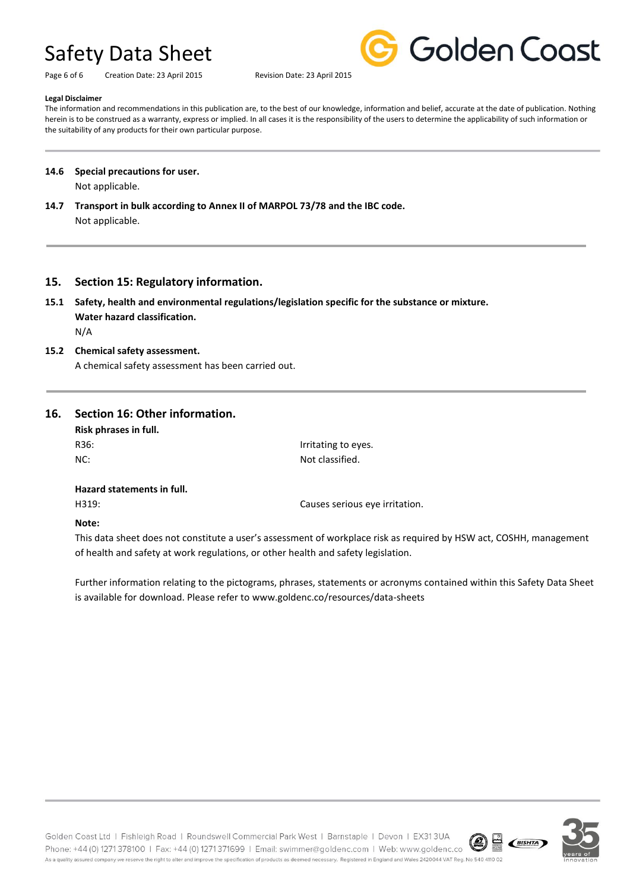**Legal Disclaimer**

The information and recommendations in this publication are, to the best of our knowledge, information and belief, accurate at the date of publication. Nothing herein is to be construed as a warranty, express or implied. In all cases it is the responsibility of the users to determine the applicability of such information or the suitability of any products for their own particular purpose.

---

**14.6 Special precautions for user.**

Not applicable.

**14.7 Transport in bulk according to Annex II of MARPOL 73/78 and the IBC code.**

Not applicable.

---

## 15. Section 15: Regulatory information.

**15.1 Safety, health and environmental regulations/legislation specific for the substance or mixture.**

**Water hazard classification.**

N/A

**15.2 Chemical safety assessment.**

A chemical safety assessment has been carried out.

---

## 16. Section 16: Other information.

**Risk phrases in full.**

| | |
|---|---|
| R36: | Irritating to eyes. |
| NC: | Not classified. |

**Hazard statements in full.**

| | |
|---|---|
| H319: | Causes serious eye irritation. |

**Note:**

This data sheet does not constitute a user's assessment of workplace risk as required by HSW act, COSHH, management of health and safety at work regulations, or other health and safety legislation.

Further information relating to the pictograms, phrases, statements or acronyms contained within this Safety Data Sheet is available for download. Please refer to www.goldenc.co/resources/data-sheets